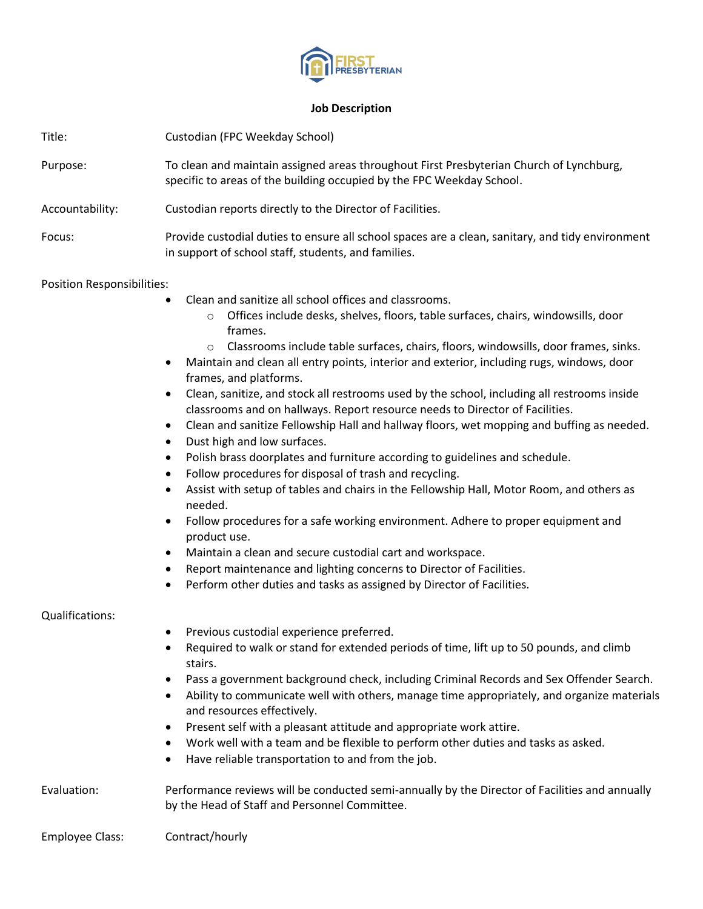FIRST PRESBYTERIAN

# Job Description

**Title:** Custodian (FPC Weekday School)

**Purpose:** To clean and maintain assigned areas throughout First Presbyterian Church of Lynchburg, specific to areas of the building occupied by the FPC Weekday School.

**Accountability:** Custodian reports directly to the Director of Facilities.

**Focus:** Provide custodial duties to ensure all school spaces are a clean, sanitary, and tidy environment in support of school staff, students, and families.

**Position Responsibilities:**

- Clean and sanitize all school offices and classrooms.
  - Offices include desks, shelves, floors, table surfaces, chairs, windowsills, door frames.
  - Classrooms include table surfaces, chairs, floors, windowsills, door frames, sinks.
- Maintain and clean all entry points, interior and exterior, including rugs, windows, door frames, and platforms.
- Clean, sanitize, and stock all restrooms used by the school, including all restrooms inside classrooms and on hallways. Report resource needs to Director of Facilities.
- Clean and sanitize Fellowship Hall and hallway floors, wet mopping and buffing as needed.
- Dust high and low surfaces.
- Polish brass doorplates and furniture according to guidelines and schedule.
- Follow procedures for disposal of trash and recycling.
- Assist with setup of tables and chairs in the Fellowship Hall, Motor Room, and others as needed.
- Follow procedures for a safe working environment. Adhere to proper equipment and product use.
- Maintain a clean and secure custodial cart and workspace.
- Report maintenance and lighting concerns to Director of Facilities.
- Perform other duties and tasks as assigned by Director of Facilities.

**Qualifications:**

- Previous custodial experience preferred.
- Required to walk or stand for extended periods of time, lift up to 50 pounds, and climb stairs.
- Pass a government background check, including Criminal Records and Sex Offender Search.
- Ability to communicate well with others, manage time appropriately, and organize materials and resources effectively.
- Present self with a pleasant attitude and appropriate work attire.
- Work well with a team and be flexible to perform other duties and tasks as asked.
- Have reliable transportation to and from the job.

**Evaluation:** Performance reviews will be conducted semi-annually by the Director of Facilities and annually by the Head of Staff and Personnel Committee.

**Employee Class:** Contract/hourly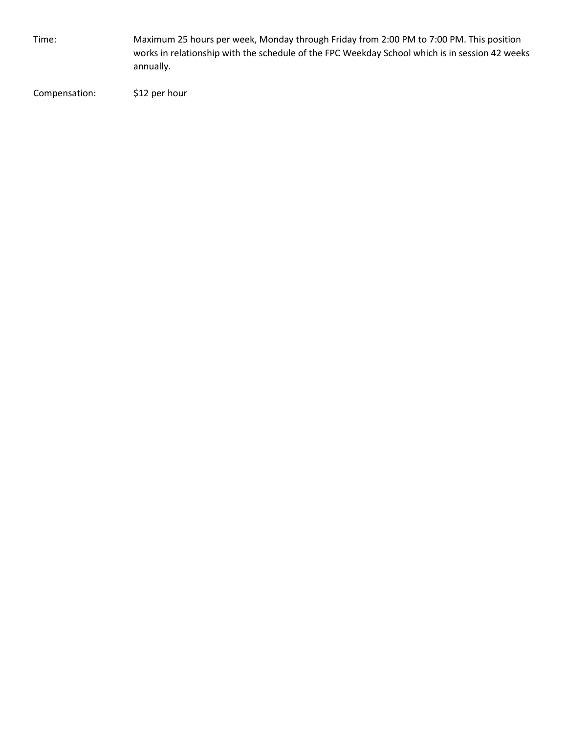Time: Maximum 25 hours per week, Monday through Friday from 2:00 PM to 7:00 PM. This position works in relationship with the schedule of the FPC Weekday School which is in session 42 weeks annually.

Compensation: $12 per hour